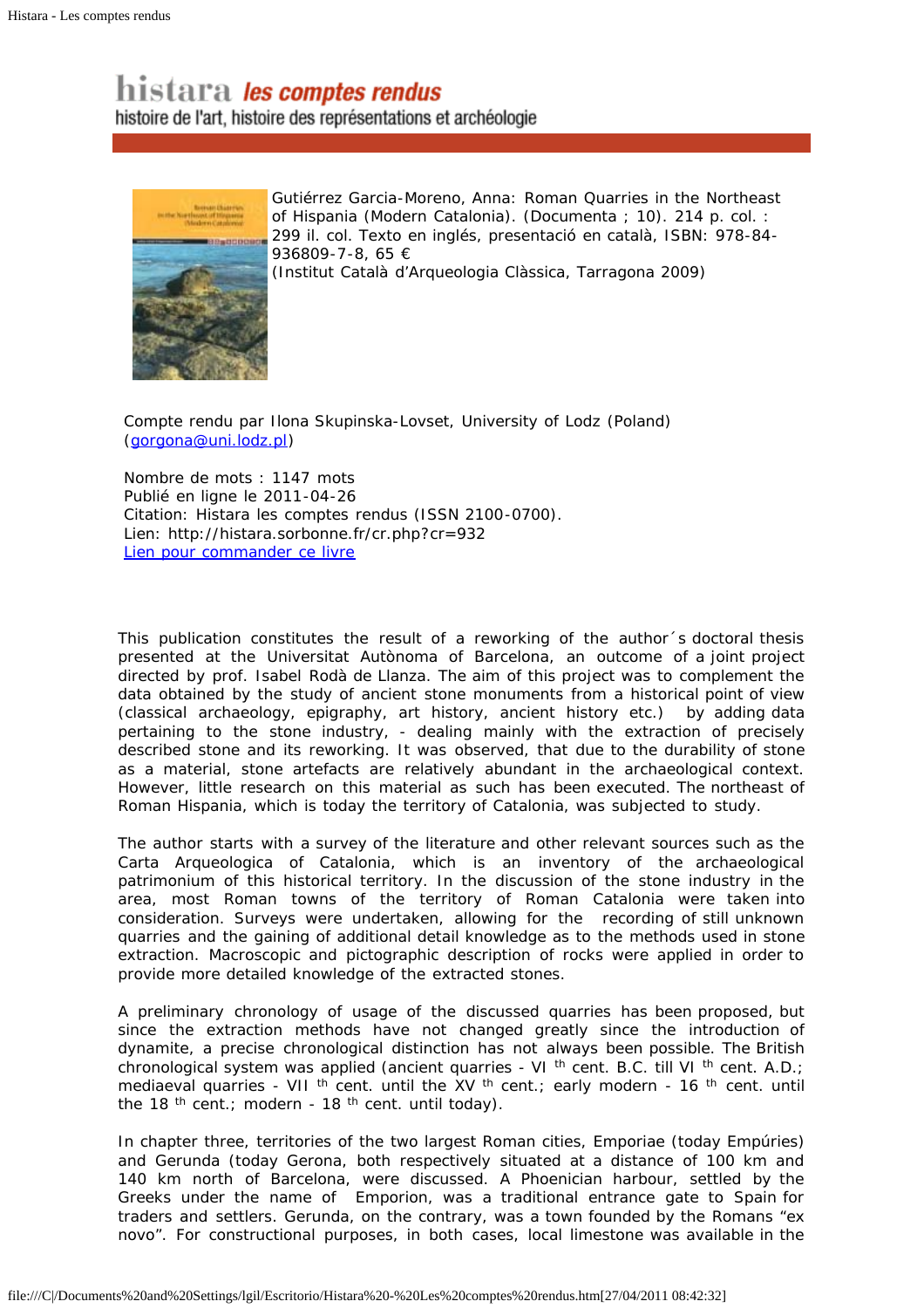# histara les comptes rendus

histoire de l'art, histoire des représentations et archéologie

Gutiérrez Garcia-Moreno, Anna: Roman Quarries in the Northeast of Hispania (Modern Catalonia). (Documenta ; 10). 214 p. col. : 299 il. col. Texto en inglés, presentació en català, ISBN: 978-84-936809-7-8, 65 €
(Institut Català d'Arqueologia Clàssica, Tarragona 2009)

Compte rendu par Ilona Skupinska-Lovset, University of Lodz (Poland)
(gorgona@uni.lodz.pl)

Nombre de mots : 1147 mots
Publié en ligne le 2011-04-26
Citation: Histara les comptes rendus (ISSN 2100-0700).
Lien: http://histara.sorbonne.fr/cr.php?cr=932
Lien pour commander ce livre

This publication constitutes the result of a reworking of the author´s doctoral thesis presented at the Universitat Autònoma of Barcelona, an outcome of a joint project directed by prof. Isabel Rodà de Llanza. The aim of this project was to complement the data obtained by the study of ancient stone monuments from a historical point of view (classical archaeology, epigraphy, art history, ancient history etc.) by adding data pertaining to the stone industry, - dealing mainly with the extraction of precisely described stone and its reworking. It was observed, that due to the durability of stone as a material, stone artefacts are relatively abundant in the archaeological context. However, little research on this material as such has been executed. The northeast of Roman Hispania, which is today the territory of Catalonia, was subjected to study.

The author starts with a survey of the literature and other relevant sources such as the Carta Arqueologica of Catalonia, which is an inventory of the archaeological patrimonium of this historical territory. In the discussion of the stone industry in the area, most Roman towns of the territory of Roman Catalonia were taken into consideration. Surveys were undertaken, allowing for the recording of still unknown quarries and the gaining of additional detail knowledge as to the methods used in stone extraction. Macroscopic and pictographic description of rocks were applied in order to provide more detailed knowledge of the extracted stones.

A preliminary chronology of usage of the discussed quarries has been proposed, but since the extraction methods have not changed greatly since the introduction of dynamite, a precise chronological distinction has not always been possible. The British chronological system was applied (ancient quarries - VI th cent. B.C. till VI th cent. A.D.; mediaeval quarries - VII th cent. until the XV th cent.; early modern - 16 th cent. until the 18 th cent.; modern - 18 th cent. until today).

In chapter three, territories of the two largest Roman cities, Emporiae (today Empúries) and Gerunda (today Gerona, both respectively situated at a distance of 100 km and 140 km north of Barcelona, were discussed. A Phoenician harbour, settled by the Greeks under the name of Emporion, was a traditional entrance gate to Spain for traders and settlers. Gerunda, on the contrary, was a town founded by the Romans "ex novo". For constructional purposes, in both cases, local limestone was available in the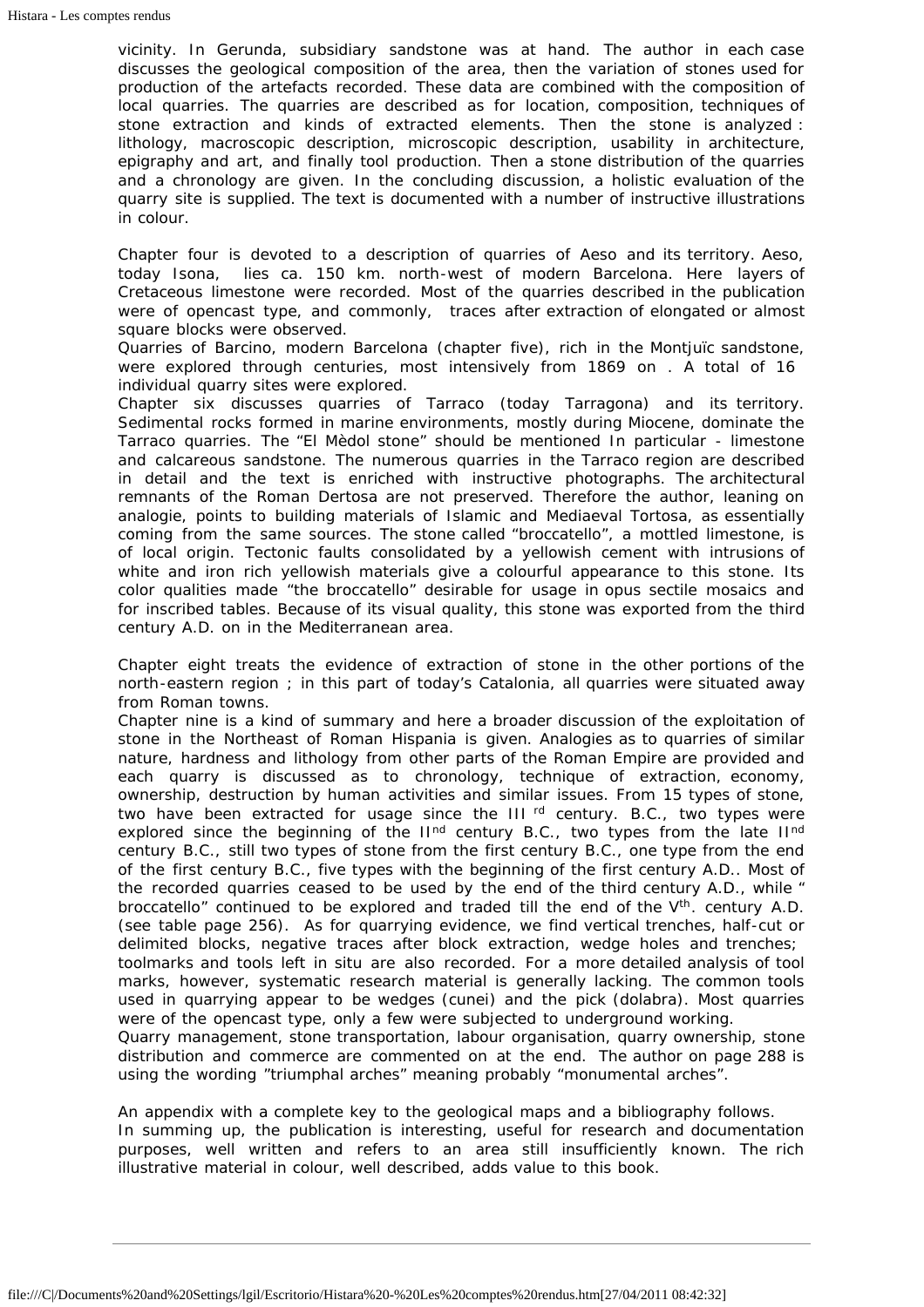vicinity. In Gerunda, subsidiary sandstone was at hand. The author in each case discusses the geological composition of the area, then the variation of stones used for production of the artefacts recorded. These data are combined with the composition of local quarries. The quarries are described as for location, composition, techniques of stone extraction and kinds of extracted elements. Then the stone is analyzed : lithology, macroscopic description, microscopic description, usability in architecture, epigraphy and art, and finally tool production. Then a stone distribution of the quarries and a chronology are given. In the concluding discussion, a holistic evaluation of the quarry site is supplied. The text is documented with a number of instructive illustrations in colour.

Chapter four is devoted to a description of quarries of Aeso and its territory. Aeso, today Isona, lies ca. 150 km. north-west of modern Barcelona. Here layers of Cretaceous limestone were recorded. Most of the quarries described in the publication were of opencast type, and commonly, traces after extraction of elongated or almost square blocks were observed.

Quarries of Barcino, modern Barcelona (chapter five), rich in the Montjuïc sandstone, were explored through centuries, most intensively from 1869 on . A total of 16 individual quarry sites were explored.

Chapter six discusses quarries of Tarraco (today Tarragona) and its territory. Sedimental rocks formed in marine environments, mostly during Miocene, dominate the Tarraco quarries. The "El Mèdol stone" should be mentioned In particular - limestone and calcareous sandstone. The numerous quarries in the Tarraco region are described in detail and the text is enriched with instructive photographs. The architectural remnants of the Roman Dertosa are not preserved. Therefore the author, leaning on analogie, points to building materials of Islamic and Mediaeval Tortosa, as essentially coming from the same sources. The stone called "broccatello", a mottled limestone, is of local origin. Tectonic faults consolidated by a yellowish cement with intrusions of white and iron rich yellowish materials give a colourful appearance to this stone. Its color qualities made "the broccatello" desirable for usage in opus sectile mosaics and for inscribed tables. Because of its visual quality, this stone was exported from the third century A.D. on in the Mediterranean area.

Chapter eight treats the evidence of extraction of stone in the other portions of the north-eastern region ; in this part of today's Catalonia, all quarries were situated away from Roman towns.

Chapter nine is a kind of summary and here a broader discussion of the exploitation of stone in the Northeast of Roman Hispania is given. Analogies as to quarries of similar nature, hardness and lithology from other parts of the Roman Empire are provided and each quarry is discussed as to chronology, technique of extraction, economy, ownership, destruction by human activities and similar issues. From 15 types of stone, two have been extracted for usage since the III[rd] century. B.C., two types were explored since the beginning of the II[nd] century B.C., two types from the late II[nd] century B.C., still two types of stone from the first century B.C., one type from the end of the first century B.C., five types with the beginning of the first century A.D.. Most of the recorded quarries ceased to be used by the end of the third century A.D., while " broccatello" continued to be explored and traded till the end of the V[th]. century A.D. (see table page 256). As for quarrying evidence, we find vertical trenches, half-cut or delimited blocks, negative traces after block extraction, wedge holes and trenches; toolmarks and tools left in situ are also recorded. For a more detailed analysis of tool marks, however, systematic research material is generally lacking. The common tools used in quarrying appear to be wedges (cunei) and the pick (dolabra). Most quarries were of the opencast type, only a few were subjected to underground working.

Quarry management, stone transportation, labour organisation, quarry ownership, stone distribution and commerce are commented on at the end. The author on page 288 is using the wording "triumphal arches" meaning probably "monumental arches".

An appendix with a complete key to the geological maps and a bibliography follows.

In summing up, the publication is interesting, useful for research and documentation purposes, well written and refers to an area still insufficiently known. The rich illustrative material in colour, well described, adds value to this book.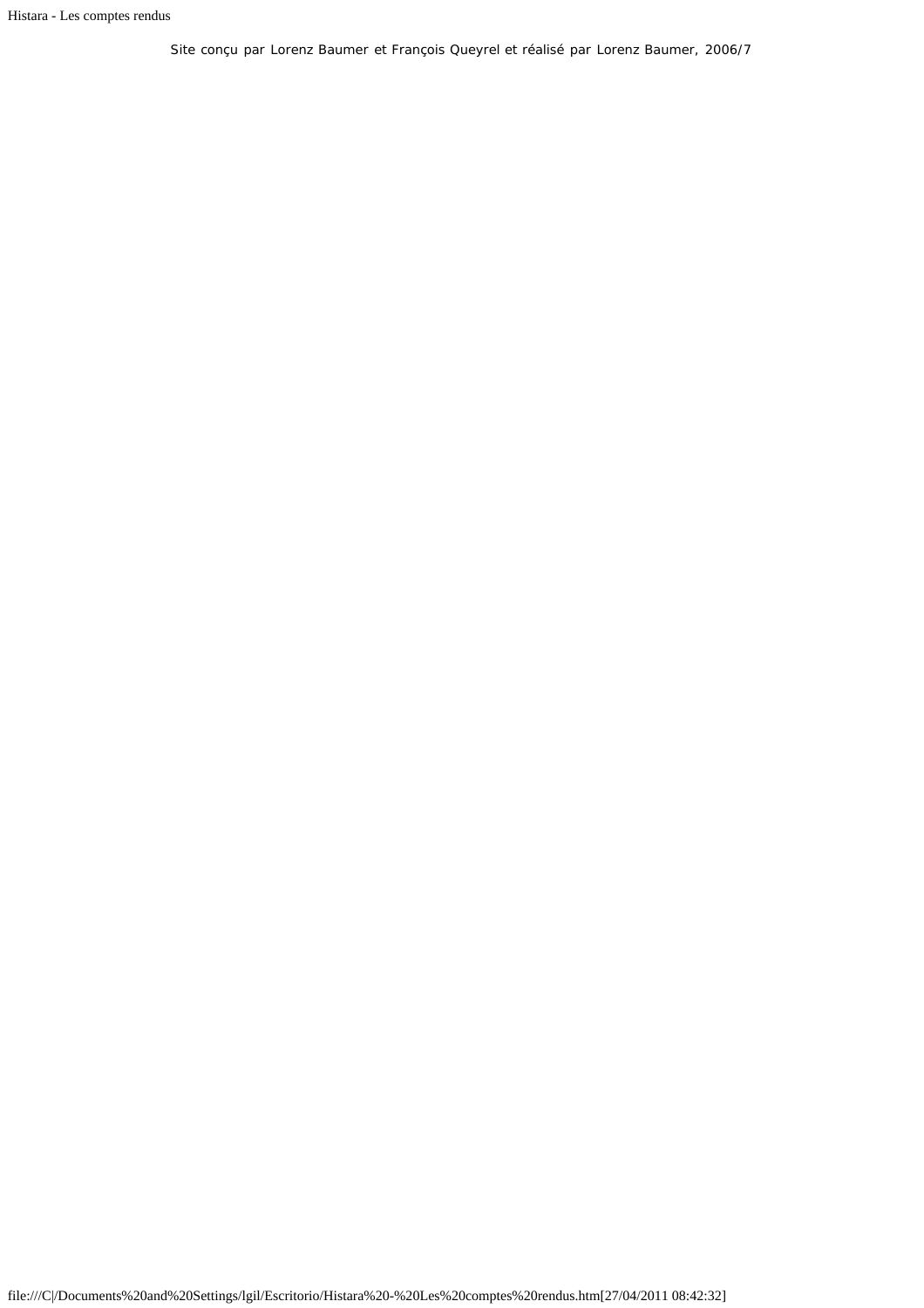Site conçu par Lorenz Baumer et François Queyrel et réalisé par Lorenz Baumer, 2006/7